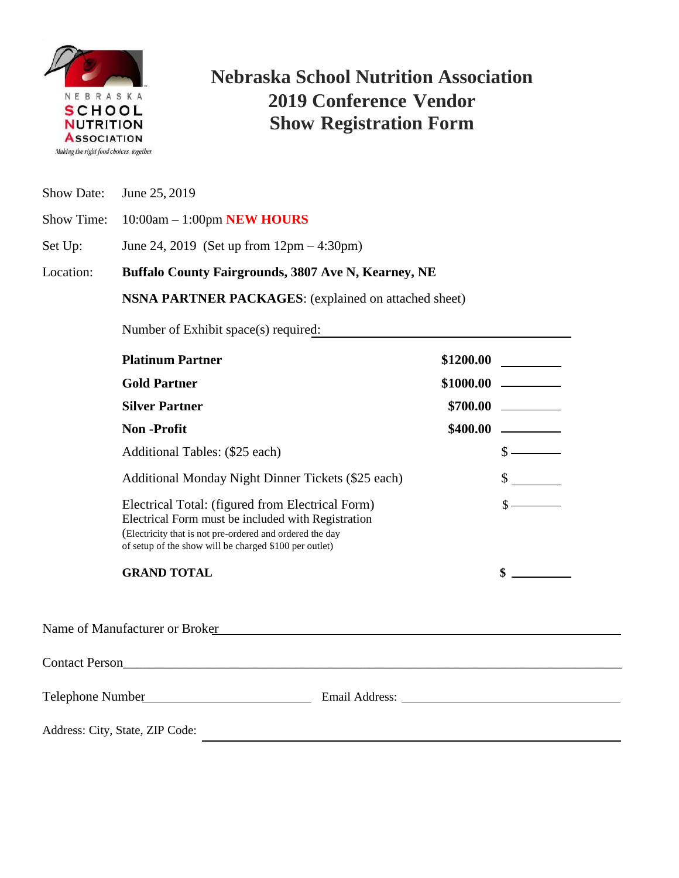NEBRASKA SCHOOL NUTRITION ASSOCIATION
*Making the right food choices, together.*

# Nebraska School Nutrition Association 2019 Conference Vendor Show Registration Form

Show Date: June 25, 2019

Show Time: 10:00am – 1:00pm **NEW HOURS**

Set Up: June 24, 2019 (Set up from 12pm – 4:30pm)

Location: **Buffalo County Fairgrounds, 3807 Ave N, Kearney, NE**

**NSNA PARTNER PACKAGES**: (explained on attached sheet)

Number of Exhibit space(s) required: ______________________________

| | | |
|---|---|---|
| **Platinum Partner** | **$1200.00** | ________ |
| **Gold Partner** | **$1000.00** | ________ |
| **Silver Partner** | **$700.00** | ________ |
| **Non -Profit** | **$400.00** | ________ |
| Additional Tables: ($25 each) | | $ ________ |
| Additional Monday Night Dinner Tickets ($25 each) | | $ ________ |
| Electrical Total: (figured from Electrical Form)<br>Electrical Form must be included with Registration<br>(Electricity that is not pre-ordered and ordered the day of setup of the show will be charged $100 per outlet) | | $ ________ |
| **GRAND TOTAL** | | **$** ________ |

Name of Manufacturer or Broker______________________________________________

Contact Person______________________________________________

Telephone Number__________________________ Email Address: __________________________

Address: City, State, ZIP Code: ______________________________________________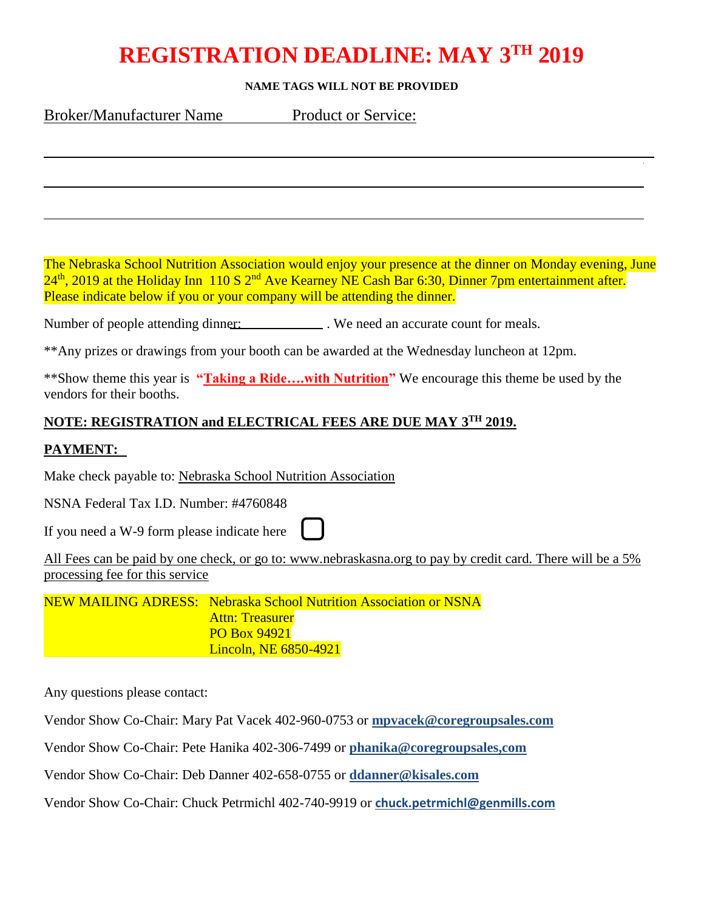# REGISTRATION DEADLINE: MAY 3[TH] 2019

**NAME TAGS WILL NOT BE PROVIDED**

Broker/Manufacturer Name Product or Service:

______________________________________________________________________

______________________________________________________________________

______________________________________________________________________

The Nebraska School Nutrition Association would enjoy your presence at the dinner on Monday evening, June 24th, 2019 at the Holiday Inn 110 S 2nd Ave Kearney NE Cash Bar 6:30, Dinner 7pm entertainment after. Please indicate below if you or your company will be attending the dinner.

Number of people attending dinner: ____________ . We need an accurate count for meals.

**Any prizes or drawings from your booth can be awarded at the Wednesday luncheon at 12pm.

**Show theme this year is **"Taking a Ride….with Nutrition"** We encourage this theme be used by the vendors for their booths.

**NOTE: REGISTRATION and ELECTRICAL FEES ARE DUE MAY 3[TH] 2019.**

**PAYMENT:**

Make check payable to: Nebraska School Nutrition Association

NSNA Federal Tax I.D. Number: #4760848

If you need a W-9 form please indicate here ☐

All Fees can be paid by one check, or go to: www.nebraskasna.org to pay by credit card. There will be a 5% processing fee for this service

NEW MAILING ADRESS: Nebraska School Nutrition Association or NSNA
Attn: Treasurer
PO Box 94921
Lincoln, NE 6850-4921

Any questions please contact:

Vendor Show Co-Chair: Mary Pat Vacek 402-960-0753 or **mpvacek@coregroupsales.com**

Vendor Show Co-Chair: Pete Hanika 402-306-7499 or **phanika@coregroupsales,com**

Vendor Show Co-Chair: Deb Danner 402-658-0755 or **ddanner@kisales.com**

Vendor Show Co-Chair: Chuck Petrmichl 402-740-9919 or **chuck.petrmichl@genmills.com**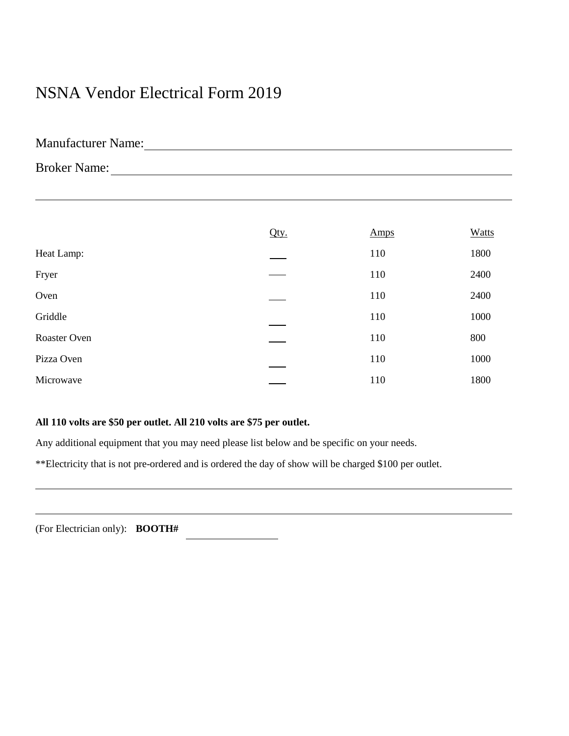# NSNA Vendor Electrical Form 2019

Manufacturer Name: ______________________________________________

Broker Name: ______________________________________________

______________________________________________

| | Qty. | Amps | Watts |
|---|---|---|---|
| Heat Lamp: | ___ | 110 | 1800 |
| Fryer | ___ | 110 | 2400 |
| Oven | ___ | 110 | 2400 |
| Griddle | ___ | 110 | 1000 |
| Roaster Oven | ___ | 110 | 800 |
| Pizza Oven | ___ | 110 | 1000 |
| Microwave | ___ | 110 | 1800 |

**All 110 volts are $50 per outlet. All 210 volts are $75 per outlet.**

Any additional equipment that you may need please list below and be specific on your needs.

**Electricity that is not pre-ordered and is ordered the day of show will be charged $100 per outlet.

______________________________________________

______________________________________________

(For Electrician only): **BOOTH#** ____________